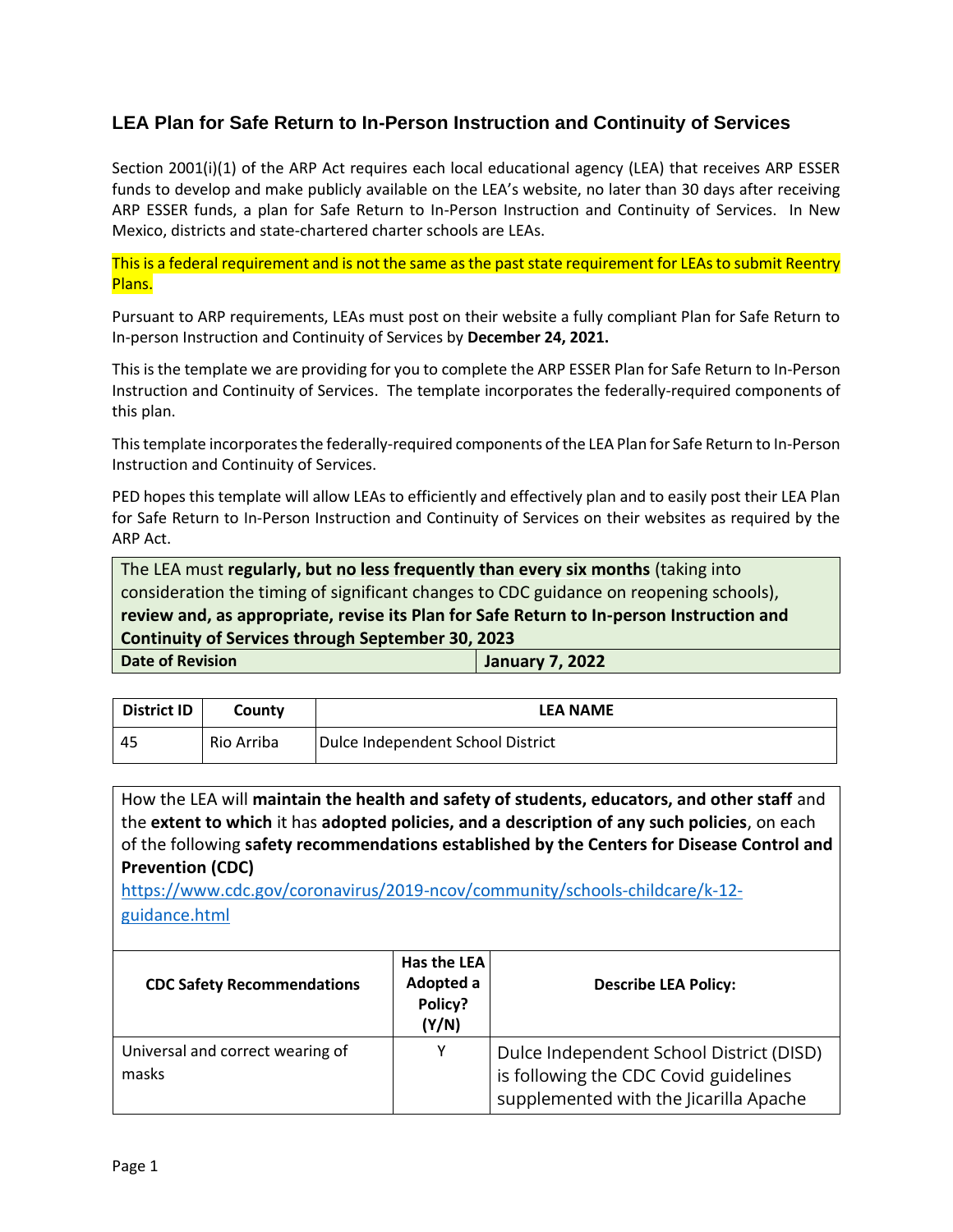## LEA Plan for Safe Return to In-Person Instruction and Continuity of Services

Section 2001(i)(1) of the ARP Act requires each local educational agency (LEA) that receives ARP ESSER funds to develop and make publicly available on the LEA's website, no later than 30 days after receiving ARP ESSER funds, a plan for Safe Return to In-Person Instruction and Continuity of Services. In New Mexico, districts and state-chartered charter schools are LEAs.

This is a federal requirement and is not the same as the past state requirement for LEAs to submit Reentry Plans.

Pursuant to ARP requirements, LEAs must post on their website a fully compliant Plan for Safe Return to In-person Instruction and Continuity of Services by **December 24, 2021.**

This is the template we are providing for you to complete the ARP ESSER Plan for Safe Return to In-Person Instruction and Continuity of Services. The template incorporates the federally-required components of this plan.

This template incorporates the federally-required components of the LEA Plan for Safe Return to In-Person Instruction and Continuity of Services.

PED hopes this template will allow LEAs to efficiently and effectively plan and to easily post their LEA Plan for Safe Return to In-Person Instruction and Continuity of Services on their websites as required by the ARP Act.

| The LEA must **regularly, but no less frequently than every six months** (taking into consideration the timing of significant changes to CDC guidance on reopening schools), **review and, as appropriate, revise its Plan for Safe Return to In-person Instruction and Continuity of Services through September 30, 2023** | |
|---|---|
| **Date of Revision** | **January 7, 2022** |

| District ID | County | LEA NAME |
|---|---|---|
| 45 | Rio Arriba | Dulce Independent School District |

How the LEA will **maintain the health and safety of students, educators, and other staff** and the **extent to which** it has **adopted policies, and a description of any such policies**, on each of the following **safety recommendations established by the Centers for Disease Control and Prevention (CDC)**
https://www.cdc.gov/coronavirus/2019-ncov/community/schools-childcare/k-12-guidance.html

| CDC Safety Recommendations | Has the LEA Adopted a Policy? (Y/N) | Describe LEA Policy: |
|---|---|---|
| Universal and correct wearing of masks | Y | Dulce Independent School District (DISD) is following the CDC Covid guidelines supplemented with the Jicarilla Apache |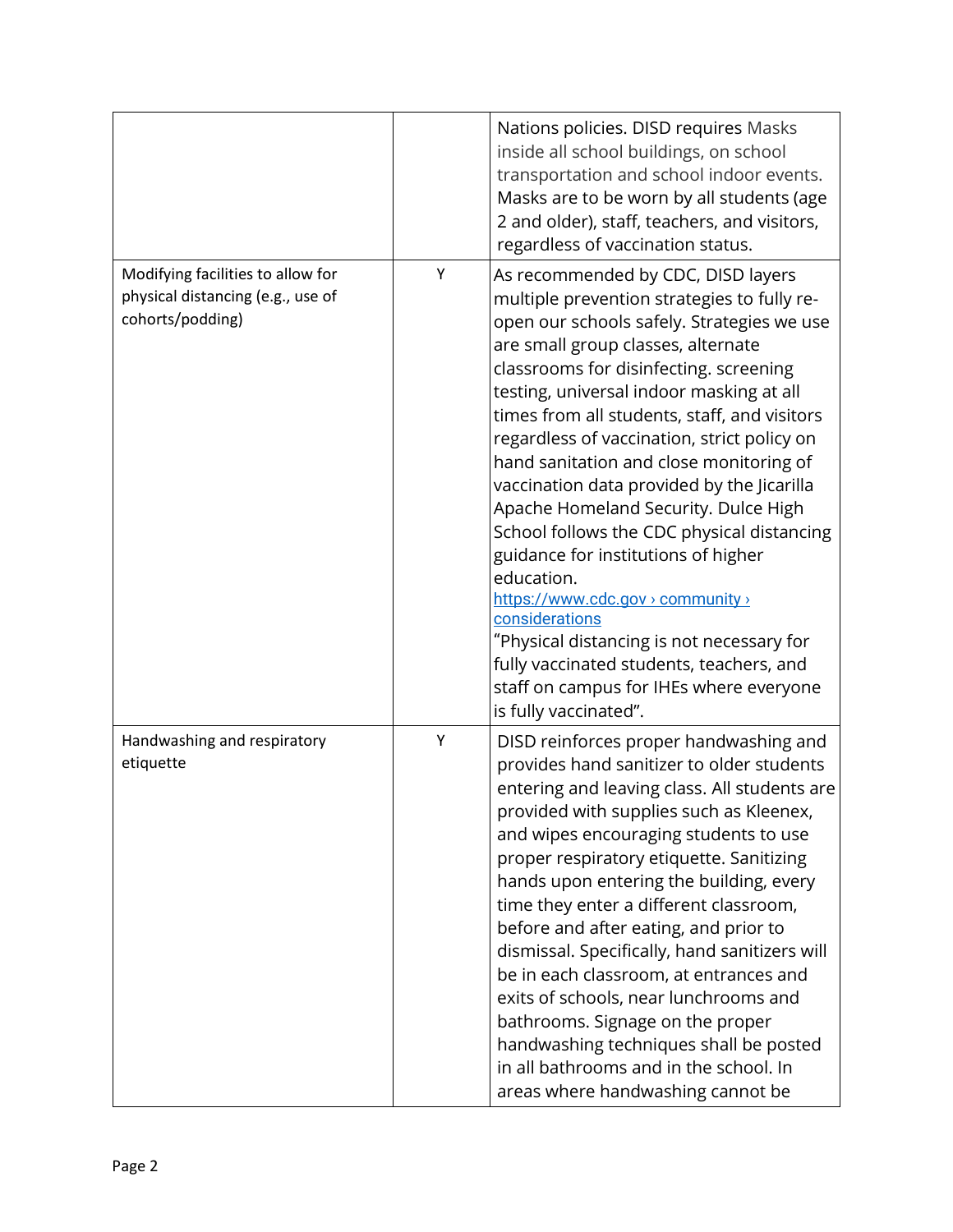| | | |
|---|---|---|
| | | Nations policies. DISD requires Masks inside all school buildings, on school transportation and school indoor events. Masks are to be worn by all students (age 2 and older), staff, teachers, and visitors, regardless of vaccination status. |
| Modifying facilities to allow for physical distancing (e.g., use of cohorts/podding) | Y | As recommended by CDC, DISD layers multiple prevention strategies to fully re-open our schools safely. Strategies we use are small group classes, alternate classrooms for disinfecting. screening testing, universal indoor masking at all times from all students, staff, and visitors regardless of vaccination, strict policy on hand sanitation and close monitoring of vaccination data provided by the Jicarilla Apache Homeland Security. Dulce High School follows the CDC physical distancing guidance for institutions of higher education. [https://www.cdc.gov › community › considerations](https://www.cdc.gov) "Physical distancing is not necessary for fully vaccinated students, teachers, and staff on campus for IHEs where everyone is fully vaccinated". |
| Handwashing and respiratory etiquette | Y | DISD reinforces proper handwashing and provides hand sanitizer to older students entering and leaving class. All students are provided with supplies such as Kleenex, and wipes encouraging students to use proper respiratory etiquette. Sanitizing hands upon entering the building, every time they enter a different classroom, before and after eating, and prior to dismissal. Specifically, hand sanitizers will be in each classroom, at entrances and exits of schools, near lunchrooms and bathrooms. Signage on the proper handwashing techniques shall be posted in all bathrooms and in the school. In areas where handwashing cannot be |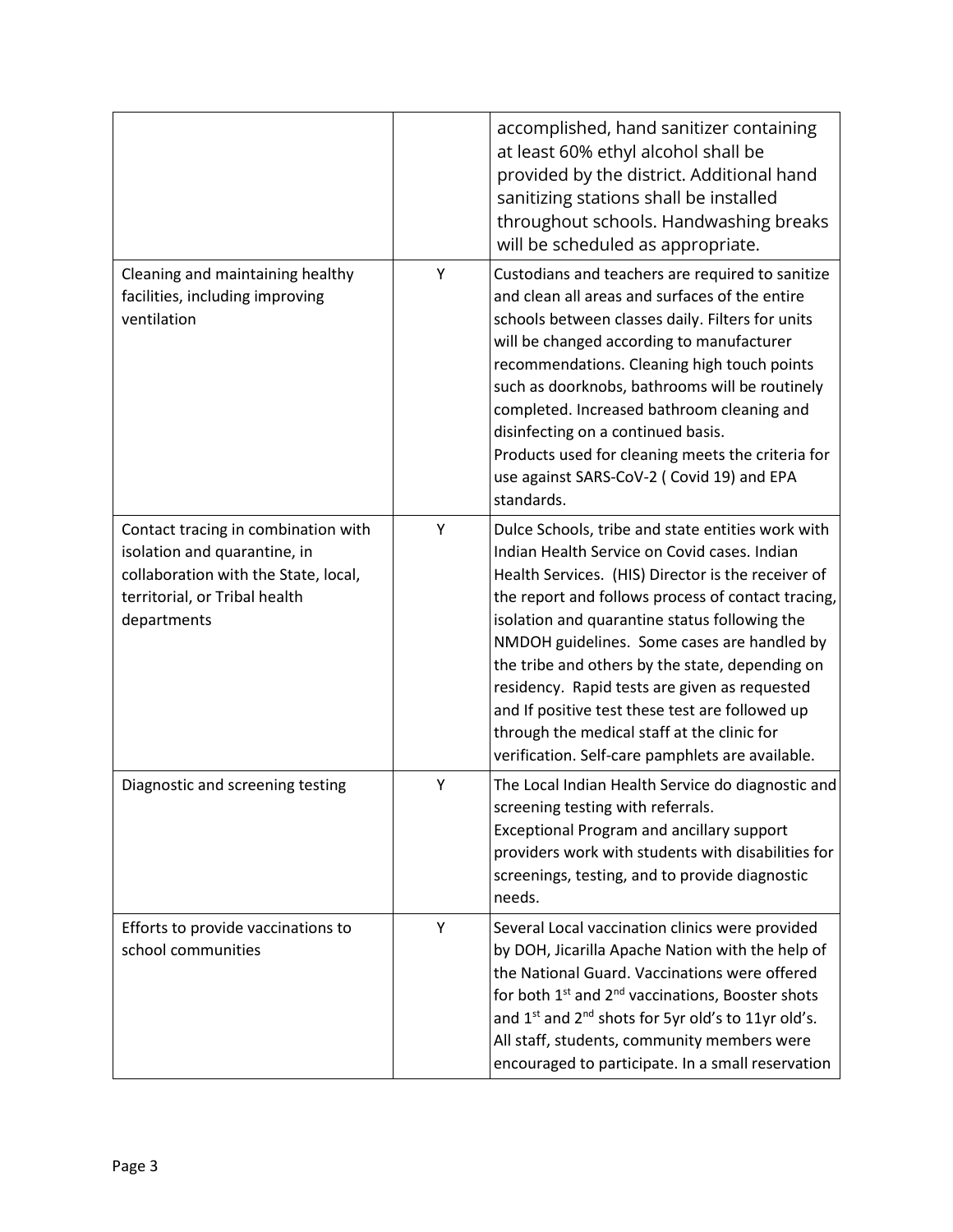| | | |
|---|---|---|
| | | accomplished, hand sanitizer containing at least 60% ethyl alcohol shall be provided by the district. Additional hand sanitizing stations shall be installed throughout schools. Handwashing breaks will be scheduled as appropriate. |
| Cleaning and maintaining healthy facilities, including improving ventilation | Y | Custodians and teachers are required to sanitize and clean all areas and surfaces of the entire schools between classes daily. Filters for units will be changed according to manufacturer recommendations. Cleaning high touch points such as doorknobs, bathrooms will be routinely completed. Increased bathroom cleaning and disinfecting on a continued basis.<br>Products used for cleaning meets the criteria for use against SARS-CoV-2 ( Covid 19) and EPA standards. |
| Contact tracing in combination with isolation and quarantine, in collaboration with the State, local, territorial, or Tribal health departments | Y | Dulce Schools, tribe and state entities work with Indian Health Service on Covid cases. Indian Health Services. (HIS) Director is the receiver of the report and follows process of contact tracing, isolation and quarantine status following the NMDOH guidelines. Some cases are handled by the tribe and others by the state, depending on residency. Rapid tests are given as requested and If positive test these test are followed up through the medical staff at the clinic for verification. Self-care pamphlets are available. |
| Diagnostic and screening testing | Y | The Local Indian Health Service do diagnostic and screening testing with referrals.<br>Exceptional Program and ancillary support providers work with students with disabilities for screenings, testing, and to provide diagnostic needs. |
| Efforts to provide vaccinations to school communities | Y | Several Local vaccination clinics were provided by DOH, Jicarilla Apache Nation with the help of the National Guard. Vaccinations were offered for both 1st and 2nd vaccinations, Booster shots and 1st and 2nd shots for 5yr old's to 11yr old's. All staff, students, community members were encouraged to participate. In a small reservation |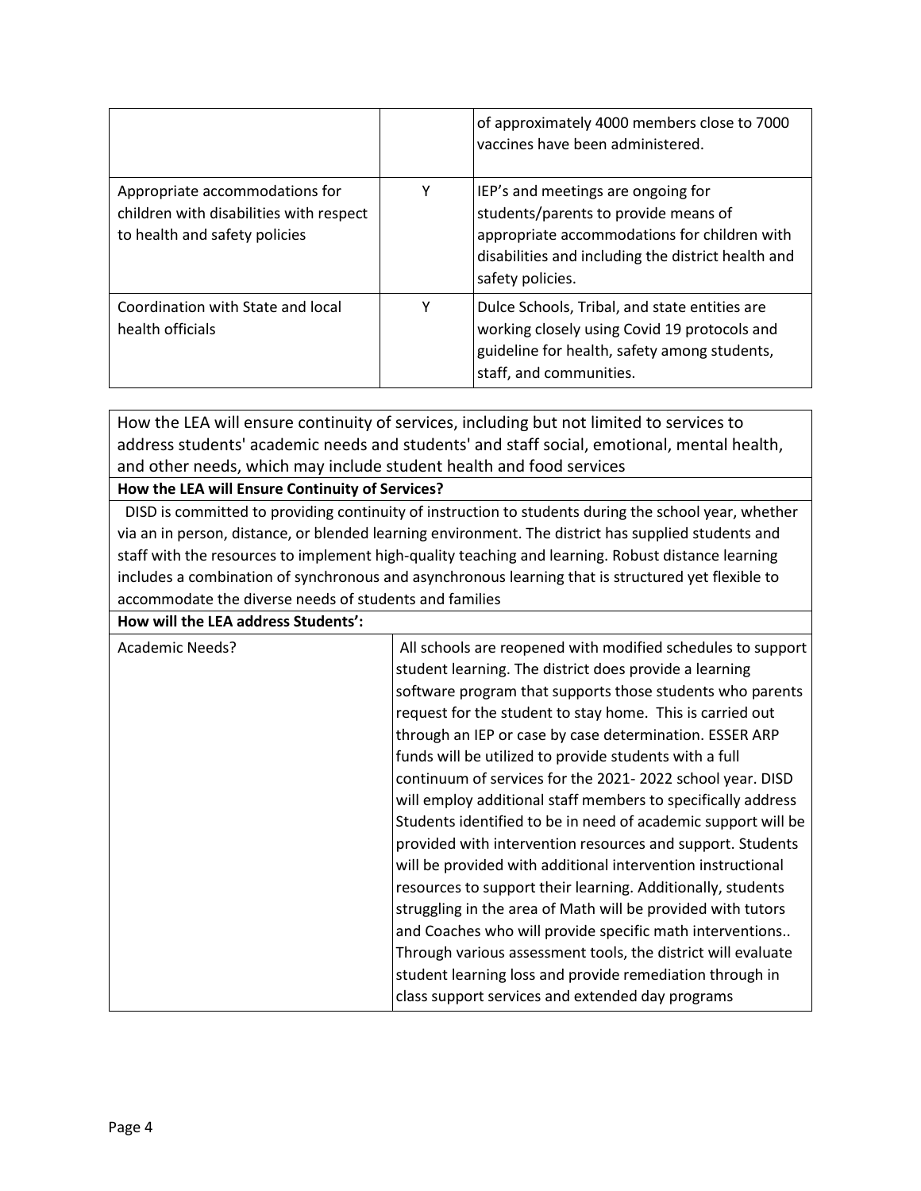| | | |
|---|---|---|
| | | of approximately 4000 members close to 7000 vaccines have been administered. |
| Appropriate accommodations for children with disabilities with respect to health and safety policies | Y | IEP's and meetings are ongoing for students/parents to provide means of appropriate accommodations for children with disabilities and including the district health and safety policies. |
| Coordination with State and local health officials | Y | Dulce Schools, Tribal, and state entities are working closely using Covid 19 protocols and guideline for health, safety among students, staff, and communities. |

How the LEA will ensure continuity of services, including but not limited to services to address students' academic needs and students' and staff social, emotional, mental health, and other needs, which may include student health and food services

**How the LEA will Ensure Continuity of Services?**

DISD is committed to providing continuity of instruction to students during the school year, whether via an in person, distance, or blended learning environment. The district has supplied students and staff with the resources to implement high-quality teaching and learning. Robust distance learning includes a combination of synchronous and asynchronous learning that is structured yet flexible to accommodate the diverse needs of students and families

**How will the LEA address Students':**

| | |
|---|---|
| Academic Needs? | All schools are reopened with modified schedules to support student learning. The district does provide a learning software program that supports those students who parents request for the student to stay home. This is carried out through an IEP or case by case determination. ESSER ARP funds will be utilized to provide students with a full continuum of services for the 2021- 2022 school year. DISD will employ additional staff members to specifically address Students identified to be in need of academic support will be provided with intervention resources and support. Students will be provided with additional intervention instructional resources to support their learning. Additionally, students struggling in the area of Math will be provided with tutors and Coaches who will provide specific math interventions.. Through various assessment tools, the district will evaluate student learning loss and provide remediation through in class support services and extended day programs |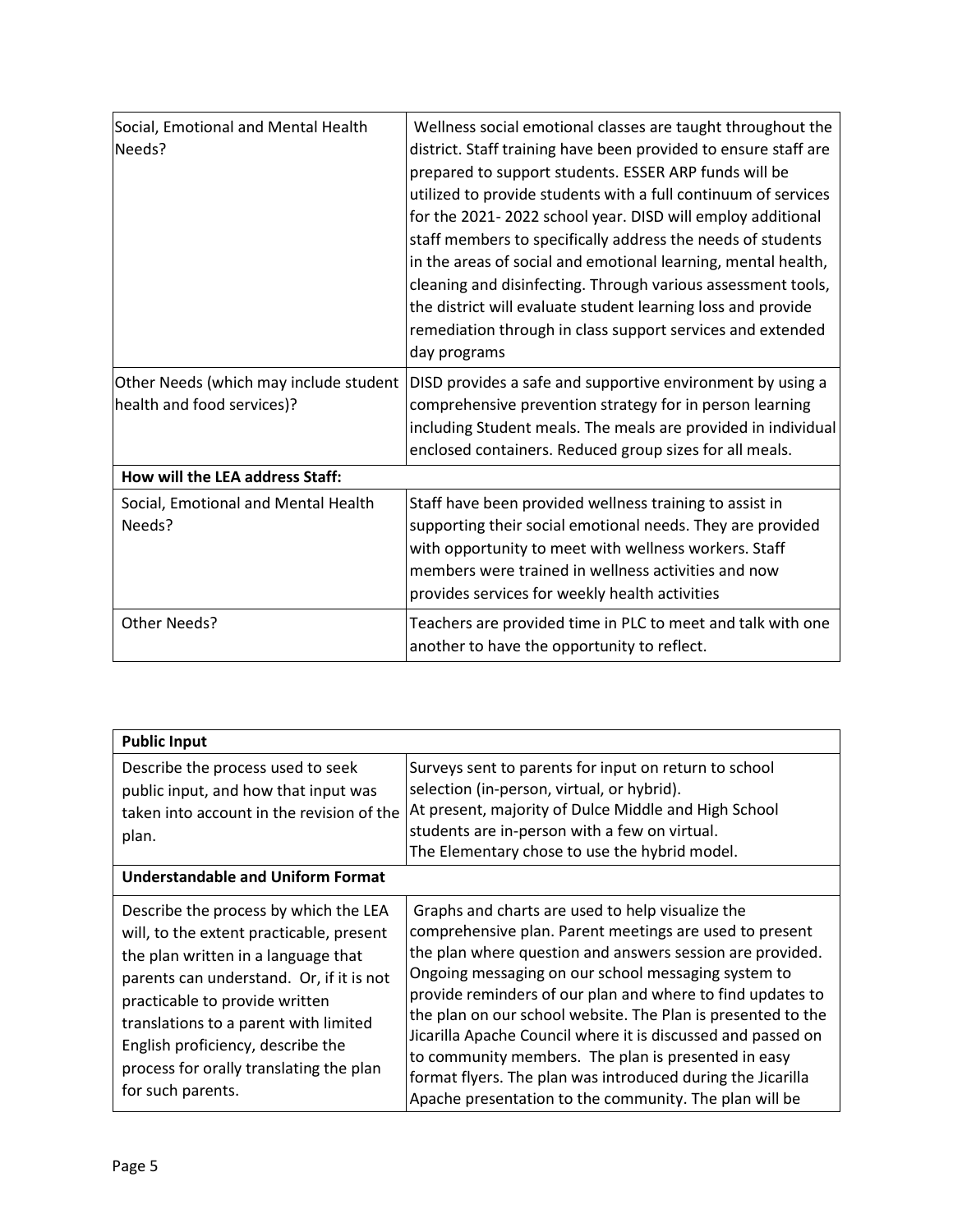| | |
|---|---|
| Social, Emotional and Mental Health Needs? | Wellness social emotional classes are taught throughout the district. Staff training have been provided to ensure staff are prepared to support students. ESSER ARP funds will be utilized to provide students with a full continuum of services for the 2021- 2022 school year. DISD will employ additional staff members to specifically address the needs of students in the areas of social and emotional learning, mental health, cleaning and disinfecting. Through various assessment tools, the district will evaluate student learning loss and provide remediation through in class support services and extended day programs |
| Other Needs (which may include student health and food services)? | DISD provides a safe and supportive environment by using a comprehensive prevention strategy for in person learning including Student meals. The meals are provided in individual enclosed containers. Reduced group sizes for all meals. |
| **How will the LEA address Staff:** | |
| Social, Emotional and Mental Health Needs? | Staff have been provided wellness training to assist in supporting their social emotional needs. They are provided with opportunity to meet with wellness workers. Staff members were trained in wellness activities and now provides services for weekly health activities |
| Other Needs? | Teachers are provided time in PLC to meet and talk with one another to have the opportunity to reflect. |

| **Public Input** | |
|---|---|
| Describe the process used to seek public input, and how that input was taken into account in the revision of the plan. | Surveys sent to parents for input on return to school selection (in-person, virtual, or hybrid).<br>At present, majority of Dulce Middle and High School students are in-person with a few on virtual.<br>The Elementary chose to use the hybrid model. |
| **Understandable and Uniform Format** | |
| Describe the process by which the LEA will, to the extent practicable, present the plan written in a language that parents can understand. Or, if it is not practicable to provide written translations to a parent with limited English proficiency, describe the process for orally translating the plan for such parents. | Graphs and charts are used to help visualize the comprehensive plan. Parent meetings are used to present the plan where question and answers session are provided. Ongoing messaging on our school messaging system to provide reminders of our plan and where to find updates to the plan on our school website. The Plan is presented to the Jicarilla Apache Council where it is discussed and passed on to community members. The plan is presented in easy format flyers. The plan was introduced during the Jicarilla Apache presentation to the community. The plan will be |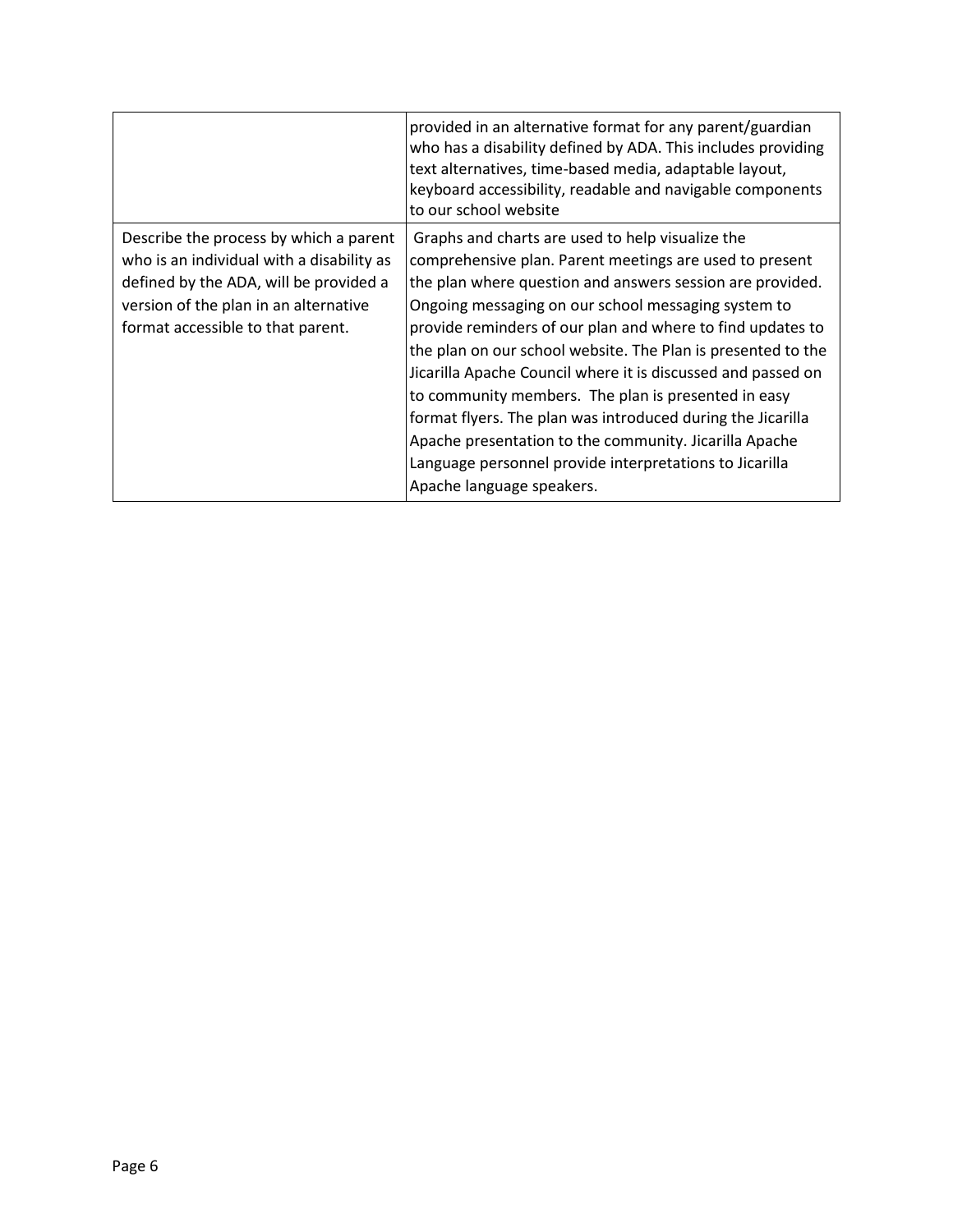| | |
|---|---|
| | provided in an alternative format for any parent/guardian who has a disability defined by ADA. This includes providing text alternatives, time-based media, adaptable layout, keyboard accessibility, readable and navigable components to our school website |
| Describe the process by which a parent who is an individual with a disability as defined by the ADA, will be provided a version of the plan in an alternative format accessible to that parent. | Graphs and charts are used to help visualize the comprehensive plan. Parent meetings are used to present the plan where question and answers session are provided. Ongoing messaging on our school messaging system to provide reminders of our plan and where to find updates to the plan on our school website. The Plan is presented to the Jicarilla Apache Council where it is discussed and passed on to community members. The plan is presented in easy format flyers. The plan was introduced during the Jicarilla Apache presentation to the community. Jicarilla Apache Language personnel provide interpretations to Jicarilla Apache language speakers. |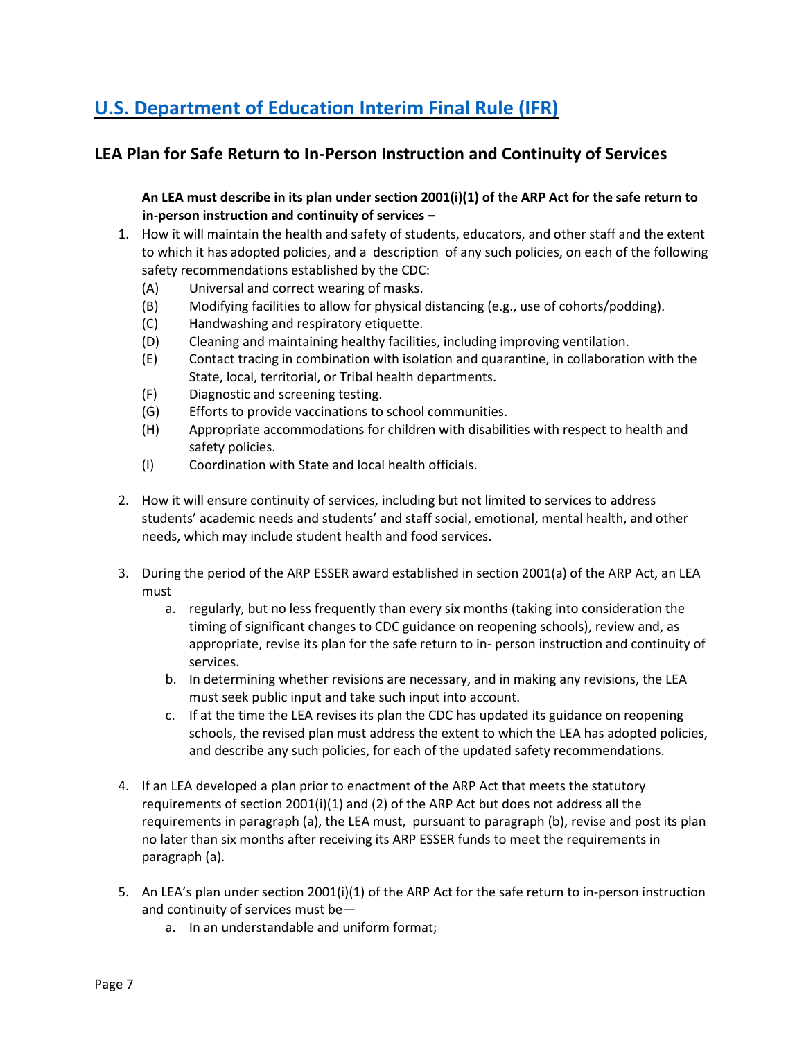## [U.S. Department of Education Interim Final Rule (IFR)]

### LEA Plan for Safe Return to In-Person Instruction and Continuity of Services

**An LEA must describe in its plan under section 2001(i)(1) of the ARP Act for the safe return to in-person instruction and continuity of services –**

1. How it will maintain the health and safety of students, educators, and other staff and the extent to which it has adopted policies, and a description of any such policies, on each of the following safety recommendations established by the CDC:
   - (A) Universal and correct wearing of masks.
   - (B) Modifying facilities to allow for physical distancing (e.g., use of cohorts/podding).
   - (C) Handwashing and respiratory etiquette.
   - (D) Cleaning and maintaining healthy facilities, including improving ventilation.
   - (E) Contact tracing in combination with isolation and quarantine, in collaboration with the State, local, territorial, or Tribal health departments.
   - (F) Diagnostic and screening testing.
   - (G) Efforts to provide vaccinations to school communities.
   - (H) Appropriate accommodations for children with disabilities with respect to health and safety policies.
   - (I) Coordination with State and local health officials.

2. How it will ensure continuity of services, including but not limited to services to address students' academic needs and students' and staff social, emotional, mental health, and other needs, which may include student health and food services.

3. During the period of the ARP ESSER award established in section 2001(a) of the ARP Act, an LEA must
   a. regularly, but no less frequently than every six months (taking into consideration the timing of significant changes to CDC guidance on reopening schools), review and, as appropriate, revise its plan for the safe return to in- person instruction and continuity of services.
   b. In determining whether revisions are necessary, and in making any revisions, the LEA must seek public input and take such input into account.
   c. If at the time the LEA revises its plan the CDC has updated its guidance on reopening schools, the revised plan must address the extent to which the LEA has adopted policies, and describe any such policies, for each of the updated safety recommendations.

4. If an LEA developed a plan prior to enactment of the ARP Act that meets the statutory requirements of section 2001(i)(1) and (2) of the ARP Act but does not address all the requirements in paragraph (a), the LEA must, pursuant to paragraph (b), revise and post its plan no later than six months after receiving its ARP ESSER funds to meet the requirements in paragraph (a).

5. An LEA's plan under section 2001(i)(1) of the ARP Act for the safe return to in-person instruction and continuity of services must be—
   a. In an understandable and uniform format;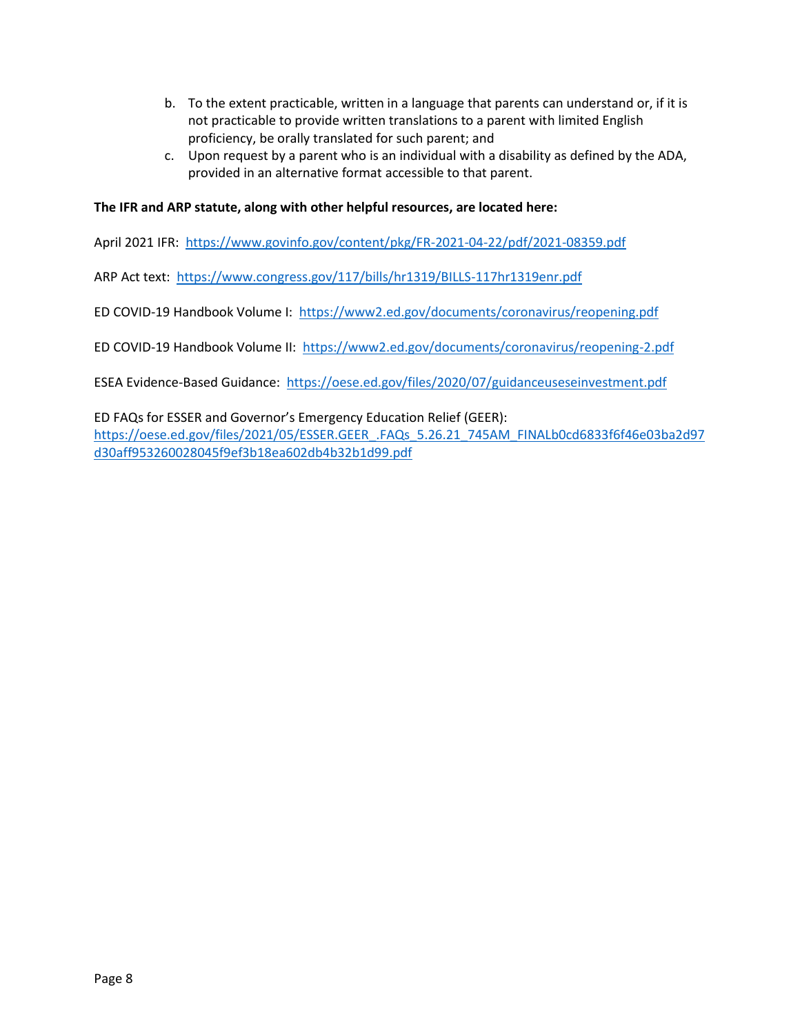b. To the extent practicable, written in a language that parents can understand or, if it is not practicable to provide written translations to a parent with limited English proficiency, be orally translated for such parent; and
c. Upon request by a parent who is an individual with a disability as defined by the ADA, provided in an alternative format accessible to that parent.

**The IFR and ARP statute, along with other helpful resources, are located here:**

April 2021 IFR: https://www.govinfo.gov/content/pkg/FR-2021-04-22/pdf/2021-08359.pdf

ARP Act text: https://www.congress.gov/117/bills/hr1319/BILLS-117hr1319enr.pdf

ED COVID-19 Handbook Volume I: https://www2.ed.gov/documents/coronavirus/reopening.pdf

ED COVID-19 Handbook Volume II: https://www2.ed.gov/documents/coronavirus/reopening-2.pdf

ESEA Evidence-Based Guidance: https://oese.ed.gov/files/2020/07/guidanceuseseinvestment.pdf

ED FAQs for ESSER and Governor's Emergency Education Relief (GEER):
https://oese.ed.gov/files/2021/05/ESSER.GEER_.FAQs_5.26.21_745AM_FINALb0cd6833f6f46e03ba2d97d30aff953260028045f9ef3b18ea602db4b32b1d99.pdf